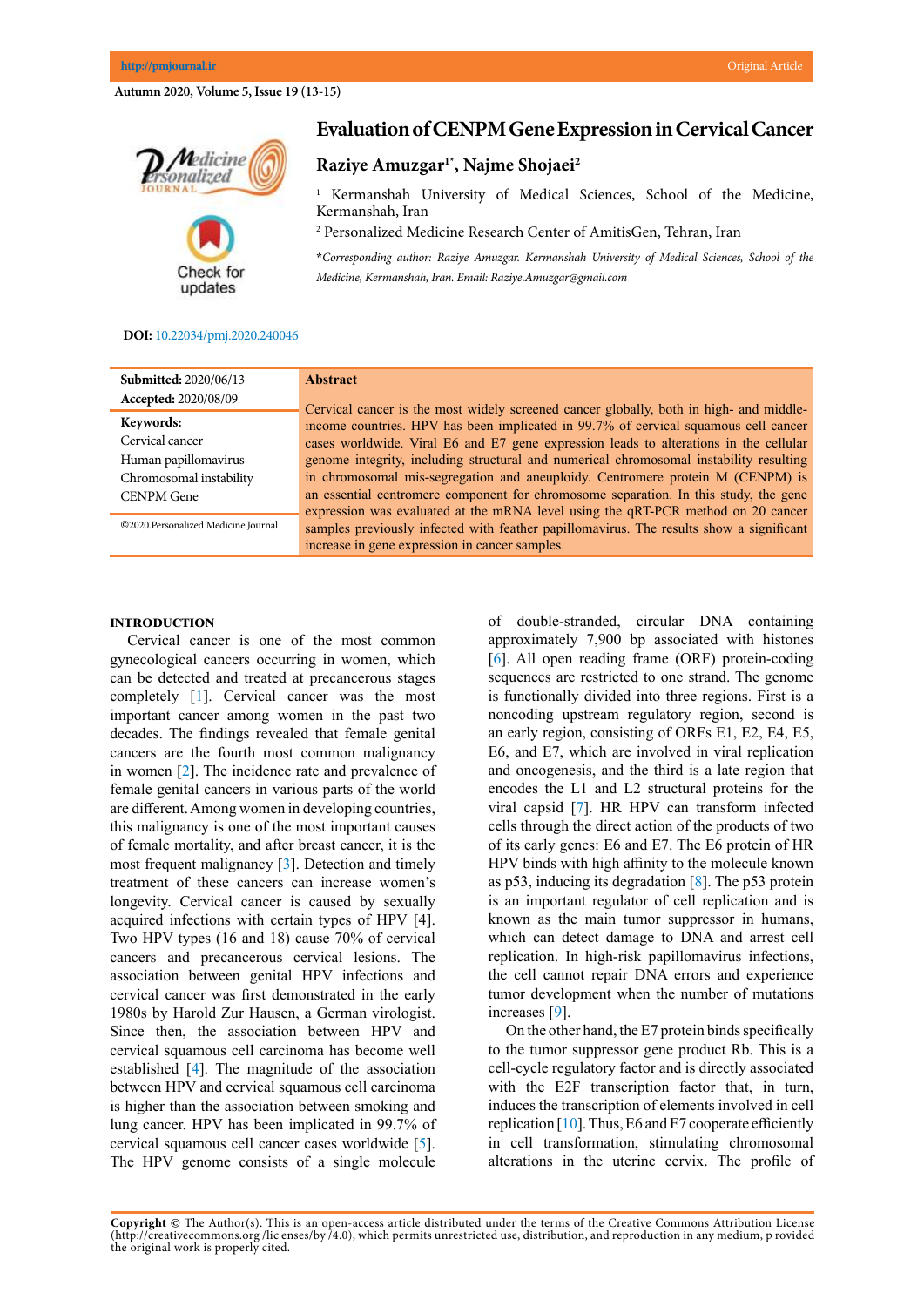Original Article

# Evaluation of CENPM Gene Expression in Cervical Cancer

**Raziye Amuzgar[1*], Najme Shojaei[2]**

[1] Kermanshah University of Medical Sciences, School of the Medicine, Kermanshah, Iran

[2] Personalized Medicine Research Center of AmitisGen, Tehran, Iran

*\*Corresponding author: Raziye Amuzgar. Kermanshah University of Medical Sciences, School of the Medicine, Kermanshah, Iran. Email: Raziye.Amuzgar@gmail.com*

**DOI:** 10.22034/pmj.2020.240046

**Submitted:** 2020/06/13
**Accepted:** 2020/08/09

**Keywords:**
Cervical cancer
Human papillomavirus
Chromosomal instability
CENPM Gene

©2020.Personalized Medicine Journal

## Abstract

Cervical cancer is the most widely screened cancer globally, both in high- and middle-income countries. HPV has been implicated in 99.7% of cervical squamous cell cancer cases worldwide. Viral E6 and E7 gene expression leads to alterations in the cellular genome integrity, including structural and numerical chromosomal instability resulting in chromosomal mis-segregation and aneuploidy. Centromere protein M (CENPM) is an essential centromere component for chromosome separation. In this study, the gene expression was evaluated at the mRNA level using the qRT-PCR method on 20 cancer samples previously infected with feather papillomavirus. The results show a significant increase in gene expression in cancer samples.

## INTRODUCTION

Cervical cancer is one of the most common gynecological cancers occurring in women, which can be detected and treated at precancerous stages completely [1]. Cervical cancer was the most important cancer among women in the past two decades. The findings revealed that female genital cancers are the fourth most common malignancy in women [2]. The incidence rate and prevalence of female genital cancers in various parts of the world are different. Among women in developing countries, this malignancy is one of the most important causes of female mortality, and after breast cancer, it is the most frequent malignancy [3]. Detection and timely treatment of these cancers can increase women's longevity. Cervical cancer is caused by sexually acquired infections with certain types of HPV [4]. Two HPV types (16 and 18) cause 70% of cervical cancers and precancerous cervical lesions. The association between genital HPV infections and cervical cancer was first demonstrated in the early 1980s by Harold Zur Hausen, a German virologist. Since then, the association between HPV and cervical squamous cell carcinoma has become well established [4]. The magnitude of the association between HPV and cervical squamous cell carcinoma is higher than the association between smoking and lung cancer. HPV has been implicated in 99.7% of cervical squamous cell cancer cases worldwide [5]. The HPV genome consists of a single molecule of double-stranded, circular DNA containing approximately 7,900 bp associated with histones [6]. All open reading frame (ORF) protein-coding sequences are restricted to one strand. The genome is functionally divided into three regions. First is a noncoding upstream regulatory region, second is an early region, consisting of ORFs E1, E2, E4, E5, E6, and E7, which are involved in viral replication and oncogenesis, and the third is a late region that encodes the L1 and L2 structural proteins for the viral capsid [7]. HR HPV can transform infected cells through the direct action of the products of two of its early genes: E6 and E7. The E6 protein of HR HPV binds with high affinity to the molecule known as p53, inducing its degradation [8]. The p53 protein is an important regulator of cell replication and is known as the main tumor suppressor in humans, which can detect damage to DNA and arrest cell replication. In high-risk papillomavirus infections, the cell cannot repair DNA errors and experience tumor development when the number of mutations increases [9].

On the other hand, the E7 protein binds specifically to the tumor suppressor gene product Rb. This is a cell-cycle regulatory factor and is directly associated with the E2F transcription factor that, in turn, induces the transcription of elements involved in cell replication [10]. Thus, E6 and E7 cooperate efficiently in cell transformation, stimulating chromosomal alterations in the uterine cervix. The profile of

**Copyright ©** The Author(s). This is an open-access article distributed under the terms of the Creative Commons Attribution License (http://creativecommons.org /lic enses/by /4.0), which permits unrestricted use, distribution, and reproduction in any medium, p rovided the original work is properly cited.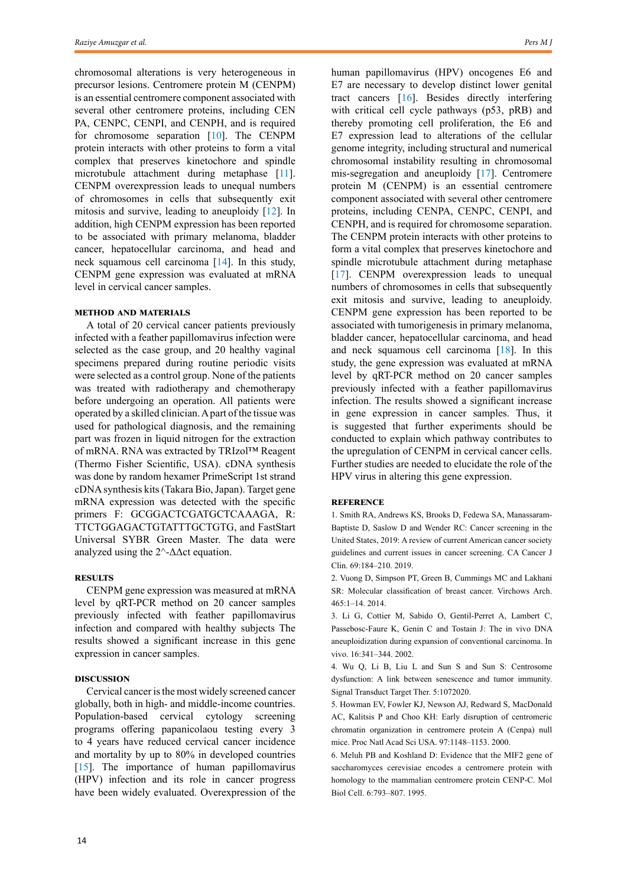chromosomal alterations is very heterogeneous in precursor lesions. Centromere protein M (CENPM) is an essential centromere component associated with several other centromere proteins, including CEN PA, CENPC, CENPI, and CENPH, and is required for chromosome separation [10]. The CENPM protein interacts with other proteins to form a vital complex that preserves kinetochore and spindle microtubule attachment during metaphase [11]. CENPM overexpression leads to unequal numbers of chromosomes in cells that subsequently exit mitosis and survive, leading to aneuploidy [12]. In addition, high CENPM expression has been reported to be associated with primary melanoma, bladder cancer, hepatocellular carcinoma, and head and neck squamous cell carcinoma [14]. In this study, CENPM gene expression was evaluated at mRNA level in cervical cancer samples.

## METHOD AND MATERIALS

A total of 20 cervical cancer patients previously infected with a feather papillomavirus infection were selected as the case group, and 20 healthy vaginal specimens prepared during routine periodic visits were selected as a control group. None of the patients was treated with radiotherapy and chemotherapy before undergoing an operation. All patients were operated by a skilled clinician. A part of the tissue was used for pathological diagnosis, and the remaining part was frozen in liquid nitrogen for the extraction of mRNA. RNA was extracted by TRIzol™ Reagent (Thermo Fisher Scientific, USA). cDNA synthesis was done by random hexamer PrimeScript 1st strand cDNA synthesis kits (Takara Bio, Japan). Target gene mRNA expression was detected with the specific primers F: GCGGACTCGATGCTCAAAGA, R: TTCTGGAGACTGTATTTGCTGTG, and FastStart Universal SYBR Green Master. The data were analyzed using the 2^-ΔΔct equation.

## RESULTS

CENPM gene expression was measured at mRNA level by qRT-PCR method on 20 cancer samples previously infected with feather papillomavirus infection and compared with healthy subjects The results showed a significant increase in this gene expression in cancer samples.

## DISCUSSION

Cervical cancer is the most widely screened cancer globally, both in high- and middle-income countries. Population-based cervical cytology screening programs offering papanicolaou testing every 3 to 4 years have reduced cervical cancer incidence and mortality by up to 80% in developed countries [15]. The importance of human papillomavirus (HPV) infection and its role in cancer progress have been widely evaluated. Overexpression of the human papillomavirus (HPV) oncogenes E6 and E7 are necessary to develop distinct lower genital tract cancers [16]. Besides directly interfering with critical cell cycle pathways (p53, pRB) and thereby promoting cell proliferation, the E6 and E7 expression lead to alterations of the cellular genome integrity, including structural and numerical chromosomal instability resulting in chromosomal mis-segregation and aneuploidy [17]. Centromere protein M (CENPM) is an essential centromere component associated with several other centromere proteins, including CENPA, CENPC, CENPI, and CENPH, and is required for chromosome separation. The CENPM protein interacts with other proteins to form a vital complex that preserves kinetochore and spindle microtubule attachment during metaphase [17]. CENPM overexpression leads to unequal numbers of chromosomes in cells that subsequently exit mitosis and survive, leading to aneuploidy. CENPM gene expression has been reported to be associated with tumorigenesis in primary melanoma, bladder cancer, hepatocellular carcinoma, and head and neck squamous cell carcinoma [18]. In this study, the gene expression was evaluated at mRNA level by qRT-PCR method on 20 cancer samples previously infected with a feather papillomavirus infection. The results showed a significant increase in gene expression in cancer samples. Thus, it is suggested that further experiments should be conducted to explain which pathway contributes to the upregulation of CENPM in cervical cancer cells. Further studies are needed to elucidate the role of the HPV virus in altering this gene expression.

## REFERENCE

1. Smith RA, Andrews KS, Brooks D, Fedewa SA, Manassaram-Baptiste D, Saslow D and Wender RC: Cancer screening in the United States, 2019: A review of current American cancer society guidelines and current issues in cancer screening. CA Cancer J Clin. 69:184–210. 2019.

2. Vuong D, Simpson PT, Green B, Cummings MC and Lakhani SR: Molecular classification of breast cancer. Virchows Arch. 465:1–14. 2014.

3. Li G, Cottier M, Sabido O, Gentil-Perret A, Lambert C, Passebosc-Faure K, Genin C and Tostain J: The in vivo DNA aneuploidization during expansion of conventional carcinoma. In vivo. 16:341–344. 2002.

4. Wu Q, Li B, Liu L and Sun S and Sun S: Centrosome dysfunction: A link between senescence and tumor immunity. Signal Transduct Target Ther. 5:1072020.

5. Howman EV, Fowler KJ, Newson AJ, Redward S, MacDonald AC, Kalitsis P and Choo KH: Early disruption of centromeric chromatin organization in centromere protein A (Cenpa) null mice. Proc Natl Acad Sci USA. 97:1148–1153. 2000.

6. Meluh PB and Koshland D: Evidence that the MIF2 gene of saccharomyces cerevisiae encodes a centromere protein with homology to the mammalian centromere protein CENP-C. Mol Biol Cell. 6:793–807. 1995.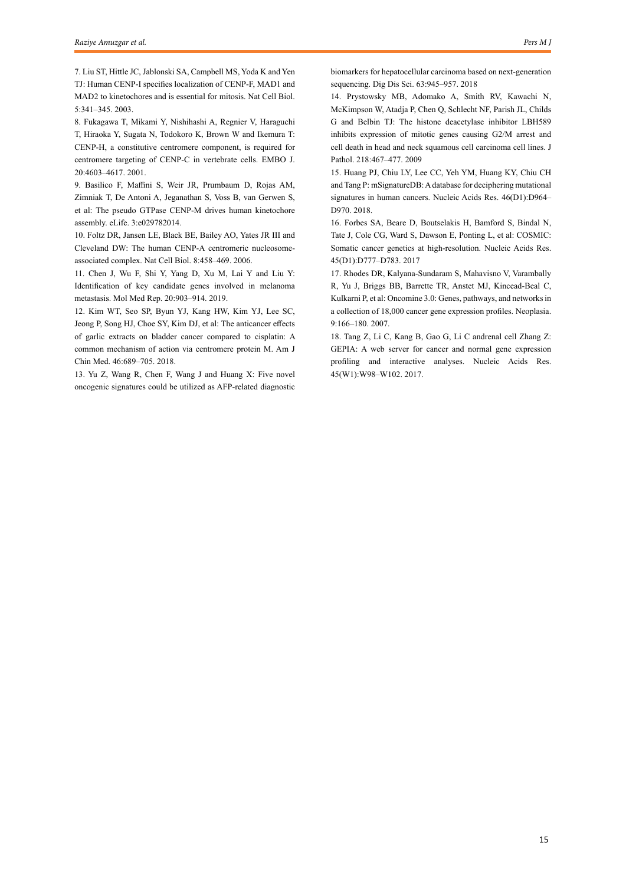7. Liu ST, Hittle JC, Jablonski SA, Campbell MS, Yoda K and Yen TJ: Human CENP-I specifies localization of CENP-F, MAD1 and MAD2 to kinetochores and is essential for mitosis. Nat Cell Biol. 5:341–345. 2003.

8. Fukagawa T, Mikami Y, Nishihashi A, Regnier V, Haraguchi T, Hiraoka Y, Sugata N, Todokoro K, Brown W and Ikemura T: CENP-H, a constitutive centromere component, is required for centromere targeting of CENP-C in vertebrate cells. EMBO J. 20:4603–4617. 2001.

9. Basilico F, Maffini S, Weir JR, Prumbaum D, Rojas AM, Zimniak T, De Antoni A, Jeganathan S, Voss B, van Gerwen S, et al: The pseudo GTPase CENP-M drives human kinetochore assembly. eLife. 3:e029782014.

10. Foltz DR, Jansen LE, Black BE, Bailey AO, Yates JR III and Cleveland DW: The human CENP-A centromeric nucleosome-associated complex. Nat Cell Biol. 8:458–469. 2006.

11. Chen J, Wu F, Shi Y, Yang D, Xu M, Lai Y and Liu Y: Identification of key candidate genes involved in melanoma metastasis. Mol Med Rep. 20:903–914. 2019.

12. Kim WT, Seo SP, Byun YJ, Kang HW, Kim YJ, Lee SC, Jeong P, Song HJ, Choe SY, Kim DJ, et al: The anticancer effects of garlic extracts on bladder cancer compared to cisplatin: A common mechanism of action via centromere protein M. Am J Chin Med. 46:689–705. 2018.

13. Yu Z, Wang R, Chen F, Wang J and Huang X: Five novel oncogenic signatures could be utilized as AFP-related diagnostic biomarkers for hepatocellular carcinoma based on next-generation sequencing. Dig Dis Sci. 63:945–957. 2018

14. Prystowsky MB, Adomako A, Smith RV, Kawachi N, McKimpson W, Atadja P, Chen Q, Schlecht NF, Parish JL, Childs G and Belbin TJ: The histone deacetylase inhibitor LBH589 inhibits expression of mitotic genes causing G2/M arrest and cell death in head and neck squamous cell carcinoma cell lines. J Pathol. 218:467–477. 2009

15. Huang PJ, Chiu LY, Lee CC, Yeh YM, Huang KY, Chiu CH and Tang P: mSignatureDB: A database for deciphering mutational signatures in human cancers. Nucleic Acids Res. 46(D1):D964–D970. 2018.

16. Forbes SA, Beare D, Boutselakis H, Bamford S, Bindal N, Tate J, Cole CG, Ward S, Dawson E, Ponting L, et al: COSMIC: Somatic cancer genetics at high-resolution. Nucleic Acids Res. 45(D1):D777–D783. 2017

17. Rhodes DR, Kalyana-Sundaram S, Mahavisno V, Varambally R, Yu J, Briggs BB, Barrette TR, Anstet MJ, Kincead-Beal C, Kulkarni P, et al: Oncomine 3.0: Genes, pathways, and networks in a collection of 18,000 cancer gene expression profiles. Neoplasia. 9:166–180. 2007.

18. Tang Z, Li C, Kang B, Gao G, Li C andrenal cell Zhang Z: GEPIA: A web server for cancer and normal gene expression profiling and interactive analyses. Nucleic Acids Res. 45(W1):W98–W102. 2017.